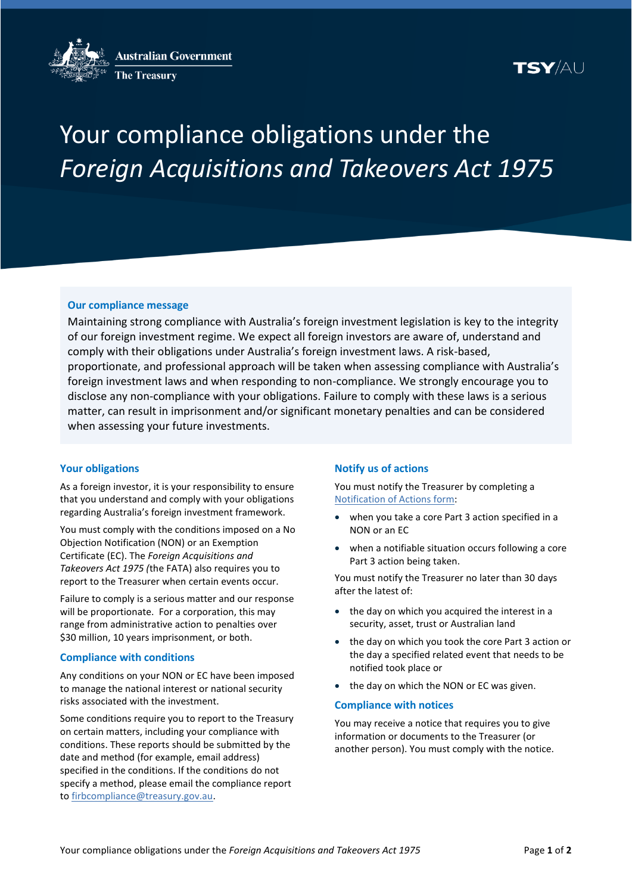Australian Government
The Treasury

TSY/AU

# Your compliance obligations under the *Foreign Acquisitions and Takeovers Act 1975*

**Our compliance message**

Maintaining strong compliance with Australia's foreign investment legislation is key to the integrity of our foreign investment regime. We expect all foreign investors are aware of, understand and comply with their obligations under Australia's foreign investment laws. A risk-based, proportionate, and professional approach will be taken when assessing compliance with Australia's foreign investment laws and when responding to non-compliance. We strongly encourage you to disclose any non-compliance with your obligations. Failure to comply with these laws is a serious matter, can result in imprisonment and/or significant monetary penalties and can be considered when assessing your future investments.

## Your obligations

As a foreign investor, it is your responsibility to ensure that you understand and comply with your obligations regarding Australia's foreign investment framework.

You must comply with the conditions imposed on a No Objection Notification (NON) or an Exemption Certificate (EC). The *Foreign Acquisitions and Takeovers Act 1975 (*the FATA) also requires you to report to the Treasurer when certain events occur.

Failure to comply is a serious matter and our response will be proportionate. For a corporation, this may range from administrative action to penalties over $30 million, 10 years imprisonment, or both.

## Compliance with conditions

Any conditions on your NON or EC have been imposed to manage the national interest or national security risks associated with the investment.

Some conditions require you to report to the Treasury on certain matters, including your compliance with conditions. These reports should be submitted by the date and method (for example, email address) specified in the conditions. If the conditions do not specify a method, please email the compliance report to firbcompliance@treasury.gov.au.

## Notify us of actions

You must notify the Treasurer by completing a Notification of Actions form:

- when you take a core Part 3 action specified in a NON or an EC
- when a notifiable situation occurs following a core Part 3 action being taken.

You must notify the Treasurer no later than 30 days after the latest of:

- the day on which you acquired the interest in a security, asset, trust or Australian land
- the day on which you took the core Part 3 action or the day a specified related event that needs to be notified took place or
- the day on which the NON or EC was given.

## Compliance with notices

You may receive a notice that requires you to give information or documents to the Treasurer (or another person). You must comply with the notice.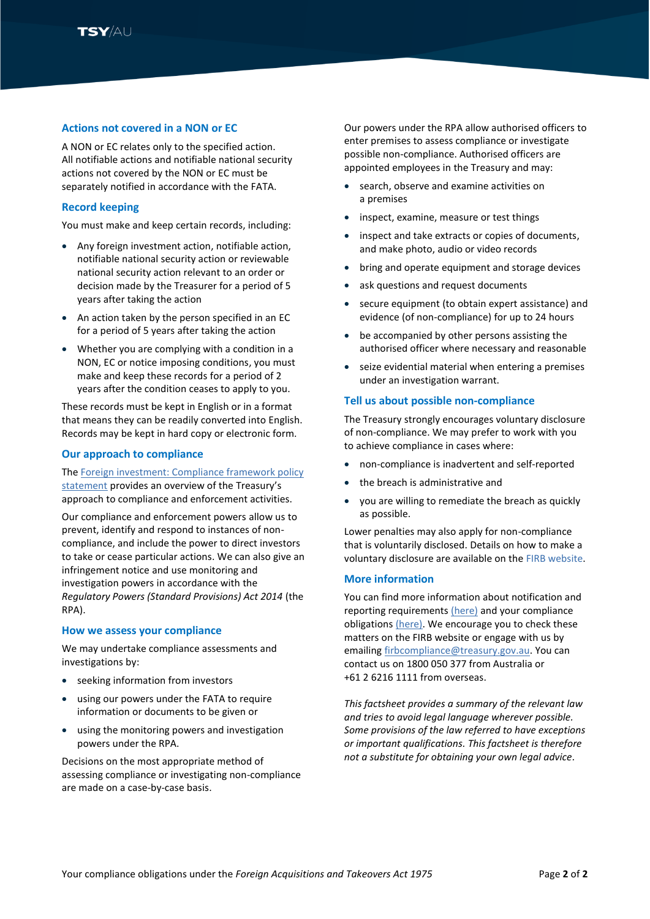## Actions not covered in a NON or EC

A NON or EC relates only to the specified action. All notifiable actions and notifiable national security actions not covered by the NON or EC must be separately notified in accordance with the FATA.

## Record keeping

You must make and keep certain records, including:

- Any foreign investment action, notifiable action, notifiable national security action or reviewable national security action relevant to an order or decision made by the Treasurer for a period of 5 years after taking the action
- An action taken by the person specified in an EC for a period of 5 years after taking the action
- Whether you are complying with a condition in a NON, EC or notice imposing conditions, you must make and keep these records for a period of 2 years after the condition ceases to apply to you.

These records must be kept in English or in a format that means they can be readily converted into English. Records may be kept in hard copy or electronic form.

## Our approach to compliance

The Foreign investment: Compliance framework policy statement provides an overview of the Treasury's approach to compliance and enforcement activities.

Our compliance and enforcement powers allow us to prevent, identify and respond to instances of non-compliance, and include the power to direct investors to take or cease particular actions. We can also give an infringement notice and use monitoring and investigation powers in accordance with the *Regulatory Powers (Standard Provisions) Act 2014* (the RPA).

## How we assess your compliance

We may undertake compliance assessments and investigations by:

- seeking information from investors
- using our powers under the FATA to require information or documents to be given or
- using the monitoring powers and investigation powers under the RPA.

Decisions on the most appropriate method of assessing compliance or investigating non-compliance are made on a case-by-case basis.

Our powers under the RPA allow authorised officers to enter premises to assess compliance or investigate possible non-compliance. Authorised officers are appointed employees in the Treasury and may:

- search, observe and examine activities on a premises
- inspect, examine, measure or test things
- inspect and take extracts or copies of documents, and make photo, audio or video records
- bring and operate equipment and storage devices
- ask questions and request documents
- secure equipment (to obtain expert assistance) and evidence (of non-compliance) for up to 24 hours
- be accompanied by other persons assisting the authorised officer where necessary and reasonable
- seize evidential material when entering a premises under an investigation warrant.

## Tell us about possible non-compliance

The Treasury strongly encourages voluntary disclosure of non-compliance. We may prefer to work with you to achieve compliance in cases where:

- non-compliance is inadvertent and self-reported
- the breach is administrative and
- you are willing to remediate the breach as quickly as possible.

Lower penalties may also apply for non-compliance that is voluntarily disclosed. Details on how to make a voluntary disclosure are available on the FIRB website.

## More information

You can find more information about notification and reporting requirements (here) and your compliance obligations (here). We encourage you to check these matters on the FIRB website or engage with us by emailing firbcompliance@treasury.gov.au. You can contact us on 1800 050 377 from Australia or +61 2 6216 1111 from overseas.

*This factsheet provides a summary of the relevant law and tries to avoid legal language wherever possible. Some provisions of the law referred to have exceptions or important qualifications. This factsheet is therefore not a substitute for obtaining your own legal advice.*